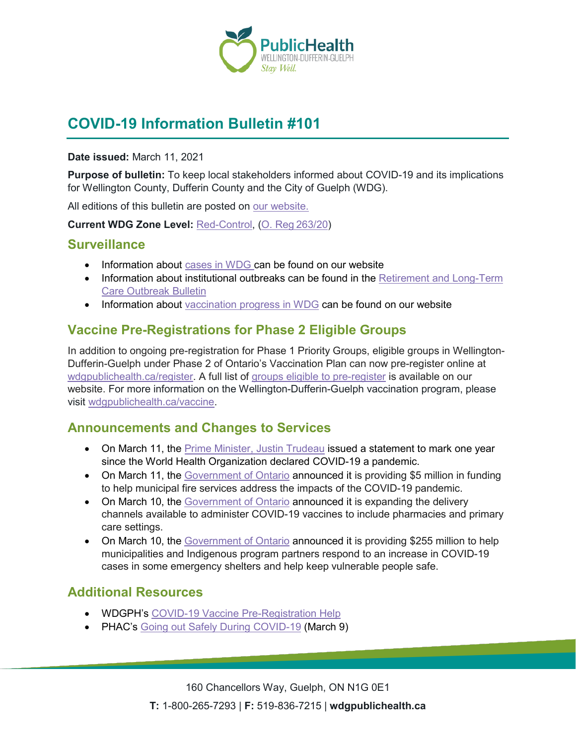# COVID-19 Information Bulletin #101

**Date issued:** March 11, 2021

**Purpose of bulletin:** To keep local stakeholders informed about COVID-19 and its implications for Wellington County, Dufferin County and the City of Guelph (WDG).

All editions of this bulletin are posted on our website.

**Current WDG Zone Level:** Red-Control, (O. Reg 263/20)

## Surveillance

- Information about cases in WDG can be found on our website
- Information about institutional outbreaks can be found in the Retirement and Long-Term Care Outbreak Bulletin
- Information about vaccination progress in WDG can be found on our website

## Vaccine Pre-Registrations for Phase 2 Eligible Groups

In addition to ongoing pre-registration for Phase 1 Priority Groups, eligible groups in Wellington-Dufferin-Guelph under Phase 2 of Ontario's Vaccination Plan can now pre-register online at wdgpublichealth.ca/register. A full list of groups eligible to pre-register is available on our website. For more information on the Wellington-Dufferin-Guelph vaccination program, please visit wdgpublichealth.ca/vaccine.

## Announcements and Changes to Services

- On March 11, the Prime Minister, Justin Trudeau issued a statement to mark one year since the World Health Organization declared COVID-19 a pandemic.
- On March 11, the Government of Ontario announced it is providing $5 million in funding to help municipal fire services address the impacts of the COVID-19 pandemic.
- On March 10, the Government of Ontario announced it is expanding the delivery channels available to administer COVID-19 vaccines to include pharmacies and primary care settings.
- On March 10, the Government of Ontario announced it is providing $255 million to help municipalities and Indigenous program partners respond to an increase in COVID-19 cases in some emergency shelters and help keep vulnerable people safe.

## Additional Resources

- WDGPH's COVID-19 Vaccine Pre-Registration Help
- PHAC's Going out Safely During COVID-19 (March 9)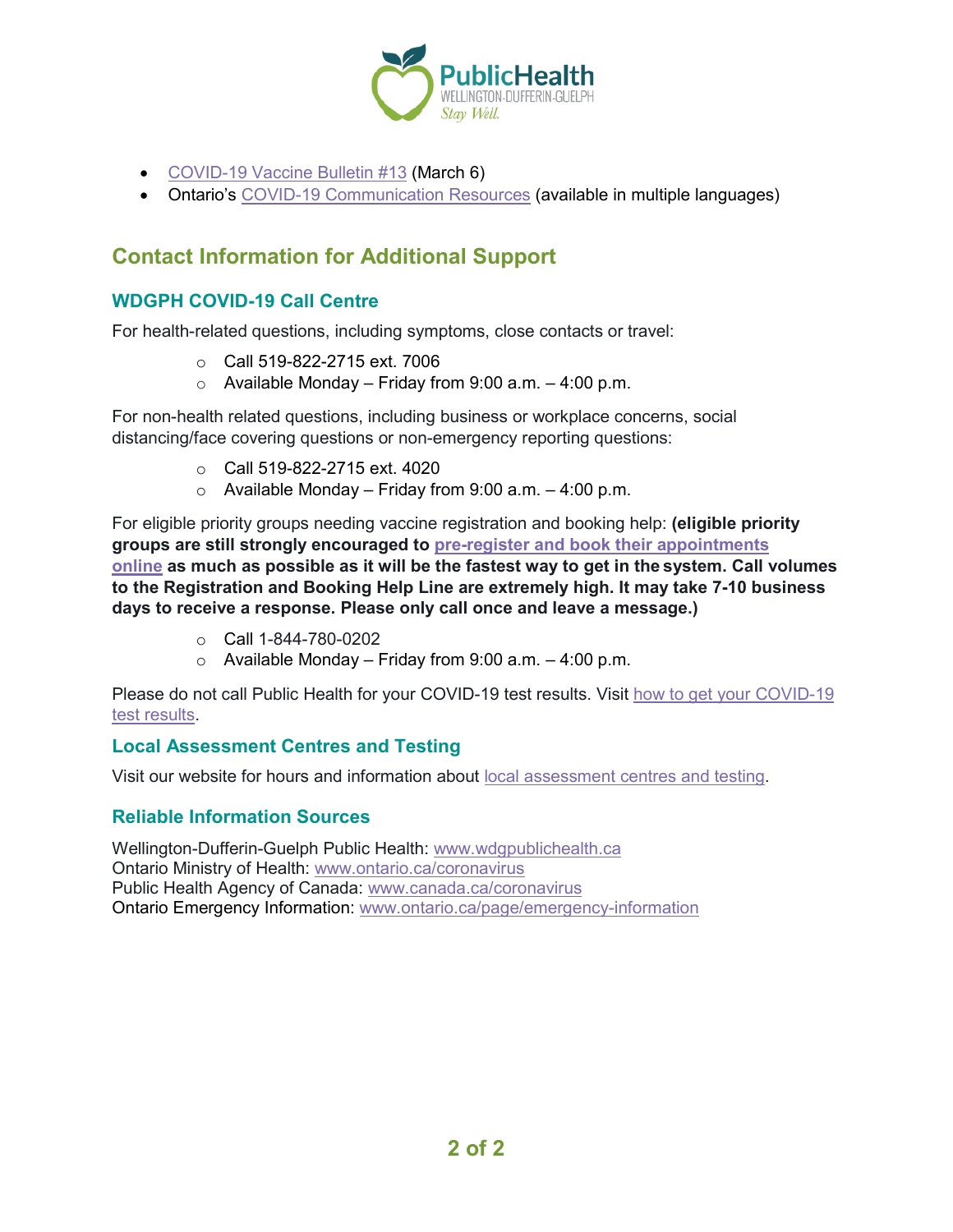- COVID-19 Vaccine Bulletin #13 (March 6)
- Ontario's COVID-19 Communication Resources (available in multiple languages)

## Contact Information for Additional Support

### WDGPH COVID-19 Call Centre

For health-related questions, including symptoms, close contacts or travel:

- Call 519-822-2715 ext. 7006
- Available Monday – Friday from 9:00 a.m. – 4:00 p.m.

For non-health related questions, including business or workplace concerns, social distancing/face covering questions or non-emergency reporting questions:

- Call 519-822-2715 ext. 4020
- Available Monday – Friday from 9:00 a.m. – 4:00 p.m.

For eligible priority groups needing vaccine registration and booking help: **(eligible priority groups are still strongly encouraged to pre-register and book their appointments online as much as possible as it will be the fastest way to get in the system. Call volumes to the Registration and Booking Help Line are extremely high. It may take 7-10 business days to receive a response. Please only call once and leave a message.)**

- Call 1-844-780-0202
- Available Monday – Friday from 9:00 a.m. – 4:00 p.m.

Please do not call Public Health for your COVID-19 test results. Visit how to get your COVID-19 test results.

### Local Assessment Centres and Testing

Visit our website for hours and information about local assessment centres and testing.

### Reliable Information Sources

Wellington-Dufferin-Guelph Public Health: www.wdgpublichealth.ca
Ontario Ministry of Health: www.ontario.ca/coronavirus
Public Health Agency of Canada: www.canada.ca/coronavirus
Ontario Emergency Information: www.ontario.ca/page/emergency-information